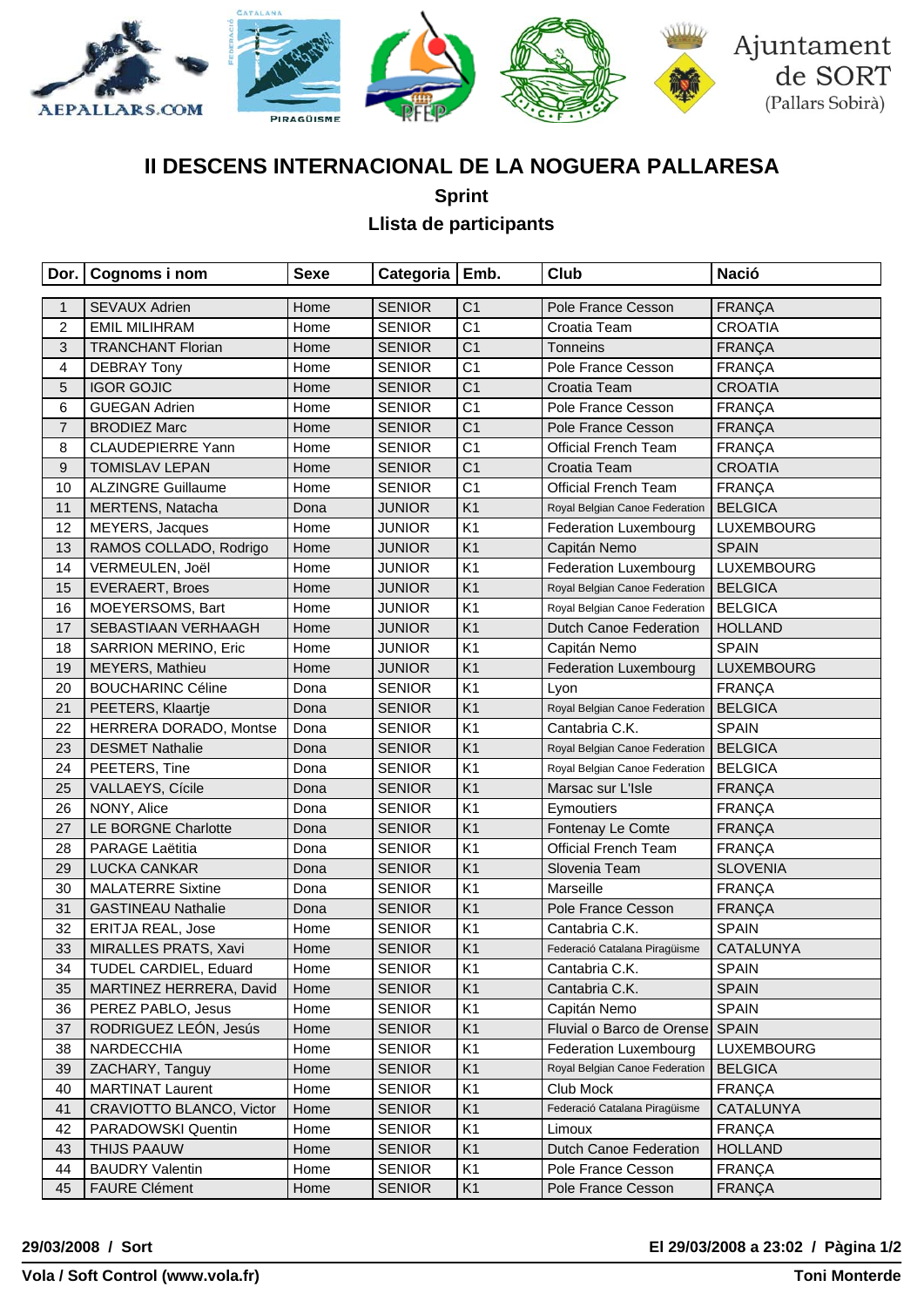Ajuntament de SORT (Pallars Sobirà)

# II DESCENS INTERNACIONAL DE LA NOGUERA PALLARESA

## Sprint

## Llista de participants

| Dor. | Cognoms i nom | Sexe | Categoria | Emb. | Club | Nació |
|---|---|---|---|---|---|---|
| 1 | SEVAUX Adrien | Home | SENIOR | C1 | Pole France Cesson | FRANÇA |
| 2 | EMIL MILIHRAM | Home | SENIOR | C1 | Croatia Team | CROATIA |
| 3 | TRANCHANT Florian | Home | SENIOR | C1 | Tonneins | FRANÇA |
| 4 | DEBRAY Tony | Home | SENIOR | C1 | Pole France Cesson | FRANÇA |
| 5 | IGOR GOJIC | Home | SENIOR | C1 | Croatia Team | CROATIA |
| 6 | GUEGAN Adrien | Home | SENIOR | C1 | Pole France Cesson | FRANÇA |
| 7 | BRODIEZ Marc | Home | SENIOR | C1 | Pole France Cesson | FRANÇA |
| 8 | CLAUDEPIERRE Yann | Home | SENIOR | C1 | Official French Team | FRANÇA |
| 9 | TOMISLAV LEPAN | Home | SENIOR | C1 | Croatia Team | CROATIA |
| 10 | ALZINGRE Guillaume | Home | SENIOR | C1 | Official French Team | FRANÇA |
| 11 | MERTENS, Natacha | Dona | JUNIOR | K1 | Royal Belgian Canoe Federation | BELGICA |
| 12 | MEYERS, Jacques | Home | JUNIOR | K1 | Federation Luxembourg | LUXEMBOURG |
| 13 | RAMOS COLLADO, Rodrigo | Home | JUNIOR | K1 | Capitán Nemo | SPAIN |
| 14 | VERMEULEN, Joël | Home | JUNIOR | K1 | Federation Luxembourg | LUXEMBOURG |
| 15 | EVERAERT, Broes | Home | JUNIOR | K1 | Royal Belgian Canoe Federation | BELGICA |
| 16 | MOEYERSOMS, Bart | Home | JUNIOR | K1 | Royal Belgian Canoe Federation | BELGICA |
| 17 | SEBASTIAAN VERHAAGH | Home | JUNIOR | K1 | Dutch Canoe Federation | HOLLAND |
| 18 | SARRION MERINO, Eric | Home | JUNIOR | K1 | Capitán Nemo | SPAIN |
| 19 | MEYERS, Mathieu | Home | JUNIOR | K1 | Federation Luxembourg | LUXEMBOURG |
| 20 | BOUCHARINC Céline | Dona | SENIOR | K1 | Lyon | FRANÇA |
| 21 | PEETERS, Klaartje | Dona | SENIOR | K1 | Royal Belgian Canoe Federation | BELGICA |
| 22 | HERRERA DORADO, Montse | Dona | SENIOR | K1 | Cantabria C.K. | SPAIN |
| 23 | DESMET Nathalie | Dona | SENIOR | K1 | Royal Belgian Canoe Federation | BELGICA |
| 24 | PEETERS, Tine | Dona | SENIOR | K1 | Royal Belgian Canoe Federation | BELGICA |
| 25 | VALLAEYS, Cícile | Dona | SENIOR | K1 | Marsac sur L'Isle | FRANÇA |
| 26 | NONY, Alice | Dona | SENIOR | K1 | Eymoutiers | FRANÇA |
| 27 | LE BORGNE Charlotte | Dona | SENIOR | K1 | Fontenay Le Comte | FRANÇA |
| 28 | PARAGE Laëtitia | Dona | SENIOR | K1 | Official French Team | FRANÇA |
| 29 | LUCKA CANKAR | Dona | SENIOR | K1 | Slovenia Team | SLOVENIA |
| 30 | MALATERRE Sixtine | Dona | SENIOR | K1 | Marseille | FRANÇA |
| 31 | GASTINEAU Nathalie | Dona | SENIOR | K1 | Pole France Cesson | FRANÇA |
| 32 | ERITJA REAL, Jose | Home | SENIOR | K1 | Cantabria C.K. | SPAIN |
| 33 | MIRALLES PRATS, Xavi | Home | SENIOR | K1 | Federació Catalana Piragüisme | CATALUNYA |
| 34 | TUDEL CARDIEL, Eduard | Home | SENIOR | K1 | Cantabria C.K. | SPAIN |
| 35 | MARTINEZ HERRERA, David | Home | SENIOR | K1 | Cantabria C.K. | SPAIN |
| 36 | PEREZ PABLO, Jesus | Home | SENIOR | K1 | Capitán Nemo | SPAIN |
| 37 | RODRIGUEZ LEÓN, Jesús | Home | SENIOR | K1 | Fluvial o Barco de Orense | SPAIN |
| 38 | NARDECCHIA | Home | SENIOR | K1 | Federation Luxembourg | LUXEMBOURG |
| 39 | ZACHARY, Tanguy | Home | SENIOR | K1 | Royal Belgian Canoe Federation | BELGICA |
| 40 | MARTINAT Laurent | Home | SENIOR | K1 | Club Mock | FRANÇA |
| 41 | CRAVIOTTO BLANCO, Victor | Home | SENIOR | K1 | Federació Catalana Piragüisme | CATALUNYA |
| 42 | PARADOWSKI Quentin | Home | SENIOR | K1 | Limoux | FRANÇA |
| 43 | THIJS PAAUW | Home | SENIOR | K1 | Dutch Canoe Federation | HOLLAND |
| 44 | BAUDRY Valentin | Home | SENIOR | K1 | Pole France Cesson | FRANÇA |
| 45 | FAURE Clément | Home | SENIOR | K1 | Pole France Cesson | FRANÇA |

**29/03/2008 / Sort** — **El 29/03/2008 a 23:02**

**Vola / Soft Control (www.vola.fr)** — **Toni Monterde**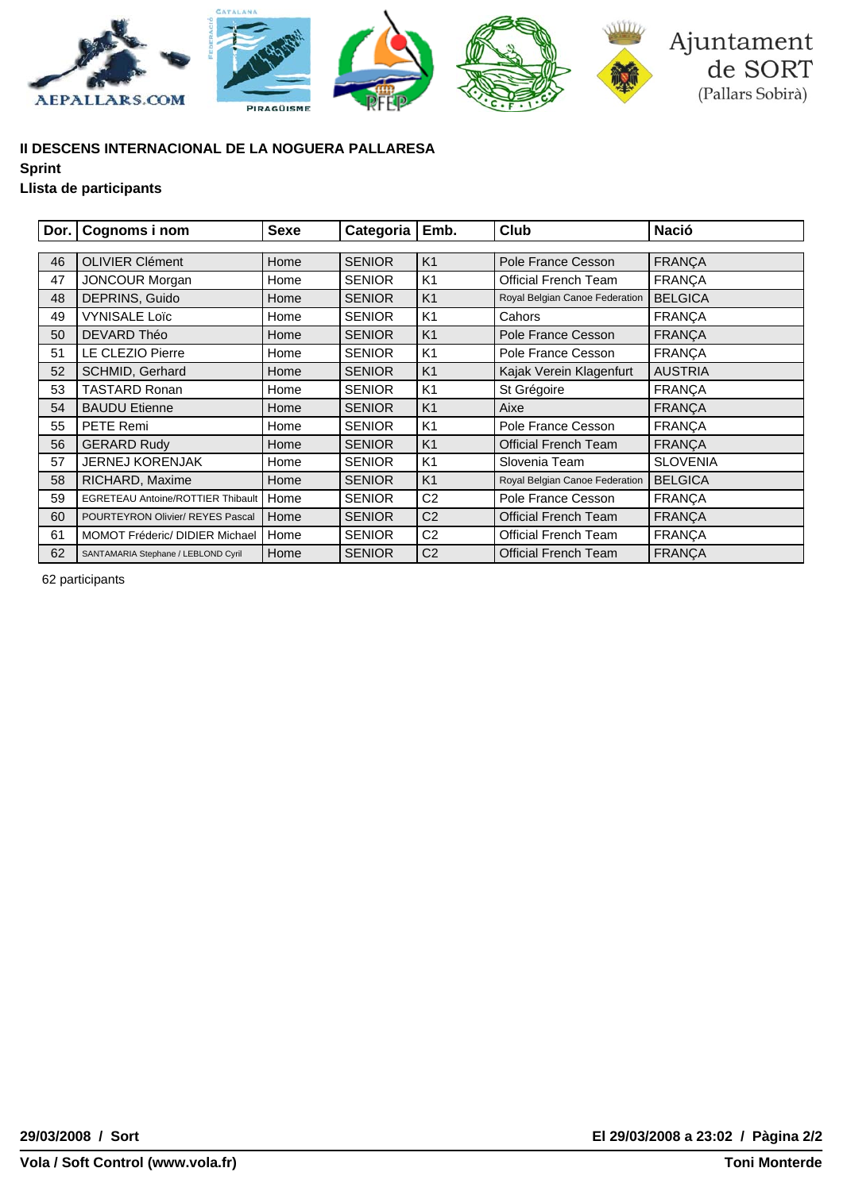**II DESCENS INTERNACIONAL DE LA NOGUERA PALLARESA**

**Sprint**

**Llista de participants**

| Dor. | Cognoms i nom | Sexe | Categoria | Emb. | Club | Nació |
|---|---|---|---|---|---|---|
| 46 | OLIVIER Clément | Home | SENIOR | K1 | Pole France Cesson | FRANÇA |
| 47 | JONCOUR Morgan | Home | SENIOR | K1 | Official French Team | FRANÇA |
| 48 | DEPRINS, Guido | Home | SENIOR | K1 | Royal Belgian Canoe Federation | BELGICA |
| 49 | VYNISALE Loïc | Home | SENIOR | K1 | Cahors | FRANÇA |
| 50 | DEVARD Théo | Home | SENIOR | K1 | Pole France Cesson | FRANÇA |
| 51 | LE CLEZIO Pierre | Home | SENIOR | K1 | Pole France Cesson | FRANÇA |
| 52 | SCHMID, Gerhard | Home | SENIOR | K1 | Kajak Verein Klagenfurt | AUSTRIA |
| 53 | TASTARD Ronan | Home | SENIOR | K1 | St Grégoire | FRANÇA |
| 54 | BAUDU Etienne | Home | SENIOR | K1 | Aixe | FRANÇA |
| 55 | PETE Remi | Home | SENIOR | K1 | Pole France Cesson | FRANÇA |
| 56 | GERARD Rudy | Home | SENIOR | K1 | Official French Team | FRANÇA |
| 57 | JERNEJ KORENJAK | Home | SENIOR | K1 | Slovenia Team | SLOVENIA |
| 58 | RICHARD, Maxime | Home | SENIOR | K1 | Royal Belgian Canoe Federation | BELGICA |
| 59 | EGRETEAU Antoine/ROTTIER Thibault | Home | SENIOR | C2 | Pole France Cesson | FRANÇA |
| 60 | POURTEYRON Olivier/ REYES Pascal | Home | SENIOR | C2 | Official French Team | FRANÇA |
| 61 | MOMOT Fréderic/ DIDIER Michael | Home | SENIOR | C2 | Official French Team | FRANÇA |
| 62 | SANTAMARIA Stephane / LEBLOND Cyril | Home | SENIOR | C2 | Official French Team | FRANÇA |

62 participants

**29/03/2008 / Sort** **El 29/03/2008 a 23:02**

**Vola / Soft Control (www.vola.fr)** **Toni Monterde**